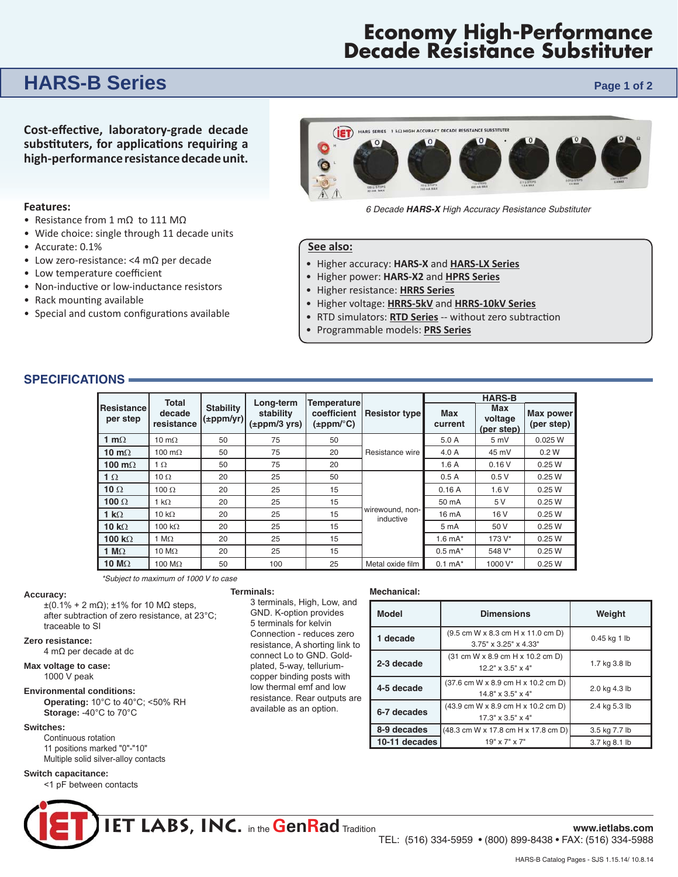# Economy High-Performance Decade Resistance Substituter

## HARS-B Series

**Cost-effective, laboratory-grade decade substituters, for applications requiring a high-performance resistance decade unit.**

**Features:**

- Resistance from 1 mΩ to 111 MΩ
- Wide choice: single through 11 decade units
- Accurate: 0.1%
- Low zero-resistance: <4 mΩ per decade
- Low temperature coefficient
- Non-inductive or low-inductance resistors
- Rack mounting available
- Special and custom configurations available

*6 Decade **HARS-X** High Accuracy Resistance Substituter*

**See also:**

- Higher accuracy: **HARS-X** and **HARS-LX Series**
- Higher power: **HARS-X2** and **HPRS Series**
- Higher resistance: **HRRS Series**
- Higher voltage: **HRRS-5kV** and **HRRS-10kV Series**
- RTD simulators: **RTD Series** -- without zero subtraction
- Programmable models: **PRS Series**

## SPECIFICATIONS

| Resistance per step | Total decade resistance | Stability (±ppm/yr) | Long-term stability (±ppm/3 yrs) | Temperature coefficient (±ppm/°C) | Resistor type | HARS-B Max current | HARS-B Max voltage (per step) | HARS-B Max power (per step) |
|---|---|---|---|---|---|---|---|---|
| **1 mΩ** | 10 mΩ | 50 | 75 | 50 | Resistance wire | 5.0 A | 5 mV | 0.025 W |
| **10 mΩ** | 100 mΩ | 50 | 75 | 20 | Resistance wire | 4.0 A | 45 mV | 0.2 W |
| **100 mΩ** | 1 Ω | 50 | 75 | 20 | Resistance wire | 1.6 A | 0.16 V | 0.25 W |
| **1 Ω** | 10 Ω | 20 | 25 | 50 | wirewound, non-inductive | 0.5 A | 0.5 V | 0.25 W |
| **10 Ω** | 100 Ω | 20 | 25 | 15 | wirewound, non-inductive | 0.16 A | 1.6 V | 0.25 W |
| **100 Ω** | 1 kΩ | 20 | 25 | 15 | wirewound, non-inductive | 50 mA | 5 V | 0.25 W |
| **1 kΩ** | 10 kΩ | 20 | 25 | 15 | wirewound, non-inductive | 16 mA | 16 V | 0.25 W |
| **10 kΩ** | 100 kΩ | 20 | 25 | 15 | wirewound, non-inductive | 5 mA | 50 V | 0.25 W |
| **100 kΩ** | 1 MΩ | 20 | 25 | 15 | wirewound, non-inductive | 1.6 mA* | 173 V* | 0.25 W |
| **1 MΩ** | 10 MΩ | 20 | 25 | 15 | wirewound, non-inductive | 0.5 mA* | 548 V* | 0.25 W |
| **10 MΩ** | 100 MΩ | 50 | 100 | 25 | Metal oxide film | 0.1 mA* | 1000 V* | 0.25 W |

*\*Subject to maximum of 1000 V to case*

**Accuracy:**
±(0.1% + 2 mΩ); ±1% for 10 MΩ steps, after subtraction of zero resistance, at 23°C; traceable to SI

**Zero resistance:**
4 mΩ per decade at dc

**Max voltage to case:**
1000 V peak

**Environmental conditions:**
**Operating:** 10°C to 40°C; <50% RH
**Storage:** -40°C to 70°C

**Switches:**
Continuous rotation
11 positions marked "0"-"10"
Multiple solid silver-alloy contacts

**Switch capacitance:**
<1 pF between contacts

**Terminals:**
3 terminals, High, Low, and GND. K-option provides 5 terminals for kelvin Connection - reduces zero resistance, A shorting link to connect Lo to GND. Gold-plated, 5-way, tellurium-copper binding posts with low thermal emf and low resistance. Rear outputs are available as an option.

**Mechanical:**

| Model | Dimensions | Weight |
|---|---|---|
| **1 decade** | (9.5 cm W x 8.3 cm H x 11.0 cm D) 3.75" x 3.25" x 4.33" | 0.45 kg 1 lb |
| **2-3 decade** | (31 cm W x 8.9 cm H x 10.2 cm D) 12.2" x 3.5" x 4" | 1.7 kg 3.8 lb |
| **4-5 decade** | (37.6 cm W x 8.9 cm H x 10.2 cm D) 14.8" x 3.5" x 4" | 2.0 kg 4.3 lb |
| **6-7 decades** | (43.9 cm W x 8.9 cm H x 10.2 cm D) 17.3" x 3.5" x 4" | 2.4 kg 5.3 lb |
| **8-9 decades** | (48.3 cm W x 17.8 cm H x 17.8 cm D) 19" x 7" x 7" | 3.5 kg 7.7 lb |
| **10-11 decades** | (48.3 cm W x 17.8 cm H x 17.8 cm D) 19" x 7" x 7" | 3.7 kg 8.1 lb |

**IET LABS, INC.** in the **GenRad** Tradition
www.ietlabs.com
TEL: (516) 334-5959 • (800) 899-8438 • FAX: (516) 334-5988

HARS-B Catalog Pages - SJS 1.15.14/ 10.8.14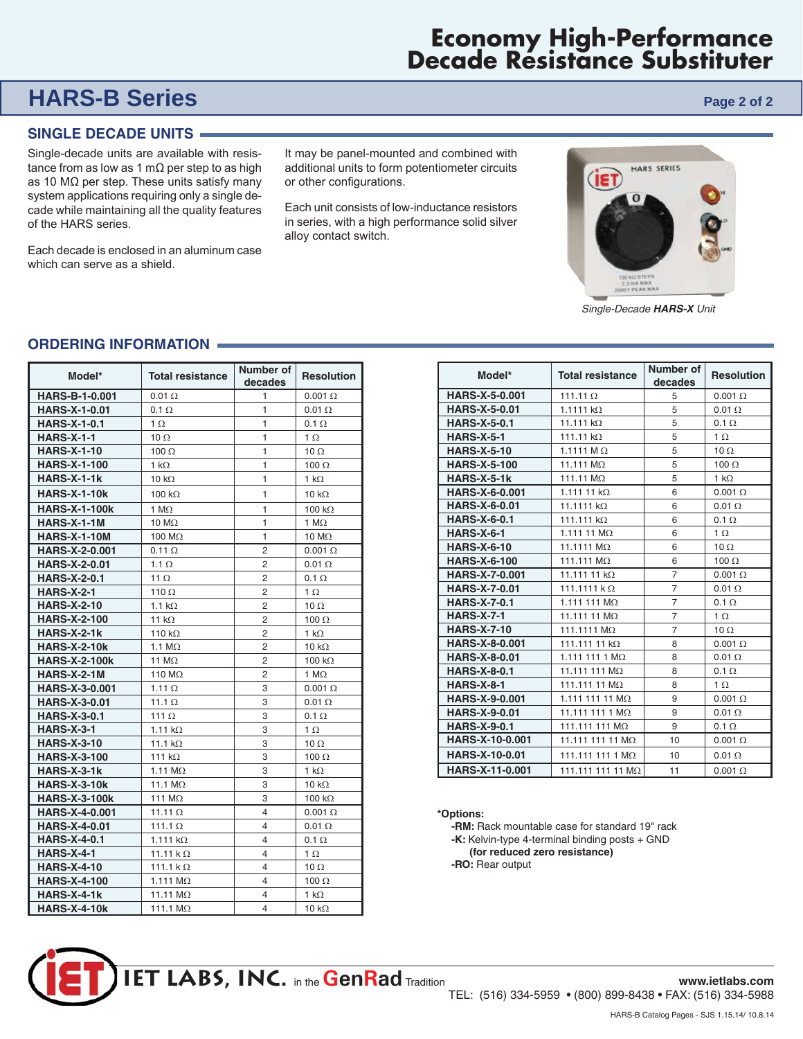# Economy High-Performance Decade Resistance Substituter

## HARS-B Series

### SINGLE DECADE UNITS

Single-decade units are available with resistance from as low as 1 mΩ per step to as high as 10 MΩ per step. These units satisfy many system applications requiring only a single decade while maintaining all the quality features of the HARS series.

Each decade is enclosed in an aluminum case which can serve as a shield.

It may be panel-mounted and combined with additional units to form potentiometer circuits or other configurations.

Each unit consists of low-inductance resistors in series, with a high performance solid silver alloy contact switch.

*Single-Decade **HARS-X** Unit*

### ORDERING INFORMATION

| Model* | Total resistance | Number of decades | Resolution |
|---|---|---|---|
| **HARS-B-1-0.001** | 0.01 Ω | 1 | 0.001 Ω |
| **HARS-X-1-0.01** | 0.1 Ω | 1 | 0.01 Ω |
| **HARS-X-1-0.1** | 1 Ω | 1 | 0.1 Ω |
| **HARS-X-1-1** | 10 Ω | 1 | 1 Ω |
| **HARS-X-1-10** | 100 Ω | 1 | 10 Ω |
| **HARS-X-1-100** | 1 kΩ | 1 | 100 Ω |
| **HARS-X-1-1k** | 10 kΩ | 1 | 1 kΩ |
| **HARS-X-1-10k** | 100 kΩ | 1 | 10 kΩ |
| **HARS-X-1-100k** | 1 MΩ | 1 | 100 kΩ |
| **HARS-X-1-1M** | 10 MΩ | 1 | 1 MΩ |
| **HARS-X-1-10M** | 100 MΩ | 1 | 10 MΩ |
| **HARS-X-2-0.001** | 0.11 Ω | 2 | 0.001 Ω |
| **HARS-X-2-0.01** | 1.1 Ω | 2 | 0.01 Ω |
| **HARS-X-2-0.1** | 11 Ω | 2 | 0.1 Ω |
| **HARS-X-2-1** | 110 Ω | 2 | 1 Ω |
| **HARS-X-2-10** | 1.1 kΩ | 2 | 10 Ω |
| **HARS-X-2-100** | 11 kΩ | 2 | 100 Ω |
| **HARS-X-2-1k** | 110 kΩ | 2 | 1 kΩ |
| **HARS-X-2-10k** | 1.1 MΩ | 2 | 10 kΩ |
| **HARS-X-2-100k** | 11 MΩ | 2 | 100 kΩ |
| **HARS-X-2-1M** | 110 MΩ | 2 | 1 MΩ |
| **HARS-X-3-0.001** | 1.11 Ω | 3 | 0.001 Ω |
| **HARS-X-3-0.01** | 11.1 Ω | 3 | 0.01 Ω |
| **HARS-X-3-0.1** | 111 Ω | 3 | 0.1 Ω |
| **HARS-X-3-1** | 1.11 kΩ | 3 | 1 Ω |
| **HARS-X-3-10** | 11.1 kΩ | 3 | 10 Ω |
| **HARS-X-3-100** | 111 kΩ | 3 | 100 Ω |
| **HARS-X-3-1k** | 1.11 MΩ | 3 | 1 kΩ |
| **HARS-X-3-10k** | 11.1 MΩ | 3 | 10 kΩ |
| **HARS-X-3-100k** | 111 MΩ | 3 | 100 kΩ |
| **HARS-X-4-0.001** | 11.11 Ω | 4 | 0.001 Ω |
| **HARS-X-4-0.01** | 111.1 Ω | 4 | 0.01 Ω |
| **HARS-X-4-0.1** | 1.111 kΩ | 4 | 0.1 Ω |
| **HARS-X-4-1** | 11.11 k Ω | 4 | 1 Ω |
| **HARS-X-4-10** | 111.1 k Ω | 4 | 10 Ω |
| **HARS-X-4-100** | 1.111 MΩ | 4 | 100 Ω |
| **HARS-X-4-1k** | 11.11 MΩ | 4 | 1 kΩ |
| **HARS-X-4-10k** | 111.1 MΩ | 4 | 10 kΩ |
| **HARS-X-5-0.001** | 111.11 Ω | 5 | 0.001 Ω |
| **HARS-X-5-0.01** | 1.1111 kΩ | 5 | 0.01 Ω |
| **HARS-X-5-0.1** | 11.111 kΩ | 5 | 0.1 Ω |
| **HARS-X-5-1** | 111.11 kΩ | 5 | 1 Ω |
| **HARS-X-5-10** | 1.1111 M Ω | 5 | 10 Ω |
| **HARS-X-5-100** | 11.111 MΩ | 5 | 100 Ω |
| **HARS-X-5-1k** | 111.11 MΩ | 5 | 1 kΩ |
| **HARS-X-6-0.001** | 1.111 11 kΩ | 6 | 0.001 Ω |
| **HARS-X-6-0.01** | 11.1111 kΩ | 6 | 0.01 Ω |
| **HARS-X-6-0.1** | 111.111 kΩ | 6 | 0.1 Ω |
| **HARS-X-6-1** | 1.111 11 MΩ | 6 | 1 Ω |
| **HARS-X-6-10** | 11.1111 MΩ | 6 | 10 Ω |
| **HARS-X-6-100** | 111.111 MΩ | 6 | 100 Ω |
| **HARS-X-7-0.001** | 11.111 11 kΩ | 7 | 0.001 Ω |
| **HARS-X-7-0.01** | 111.1111 k Ω | 7 | 0.01 Ω |
| **HARS-X-7-0.1** | 1.111 111 MΩ | 7 | 0.1 Ω |
| **HARS-X-7-1** | 11.111 11 MΩ | 7 | 1 Ω |
| **HARS-X-7-10** | 111.1111 MΩ | 7 | 10 Ω |
| **HARS-X-8-0.001** | 111.111 11 kΩ | 8 | 0.001 Ω |
| **HARS-X-8-0.01** | 1.111 111 1 MΩ | 8 | 0.01 Ω |
| **HARS-X-8-0.1** | 11.111 111 MΩ | 8 | 0.1 Ω |
| **HARS-X-8-1** | 111.111 11 MΩ | 8 | 1 Ω |
| **HARS-X-9-0.001** | 1.111 111 11 MΩ | 9 | 0.001 Ω |
| **HARS-X-9-0.01** | 11.111 111 1 MΩ | 9 | 0.01 Ω |
| **HARS-X-9-0.1** | 111.111 111 MΩ | 9 | 0.1 Ω |
| **HARS-X-10-0.001** | 11.111 111 11 MΩ | 10 | 0.001 Ω |
| **HARS-X-10-0.01** | 111.111 111 1 MΩ | 10 | 0.01 Ω |
| **HARS-X-11-0.001** | 111.111 111 11 MΩ | 11 | 0.001 Ω |

**\*Options:**
- **-RM:** Rack mountable case for standard 19" rack
- **-K:** Kelvin-type 4-terminal binding posts + GND **(for reduced zero resistance)**
- **-RO:** Rear output

IET LABS, INC. in the GenRad Tradition

www.ietlabs.com
TEL: (516) 334-5959 • (800) 899-8438 • FAX: (516) 334-5988

HARS-B Catalog Pages - SJS 1.15.14/ 10.8.14